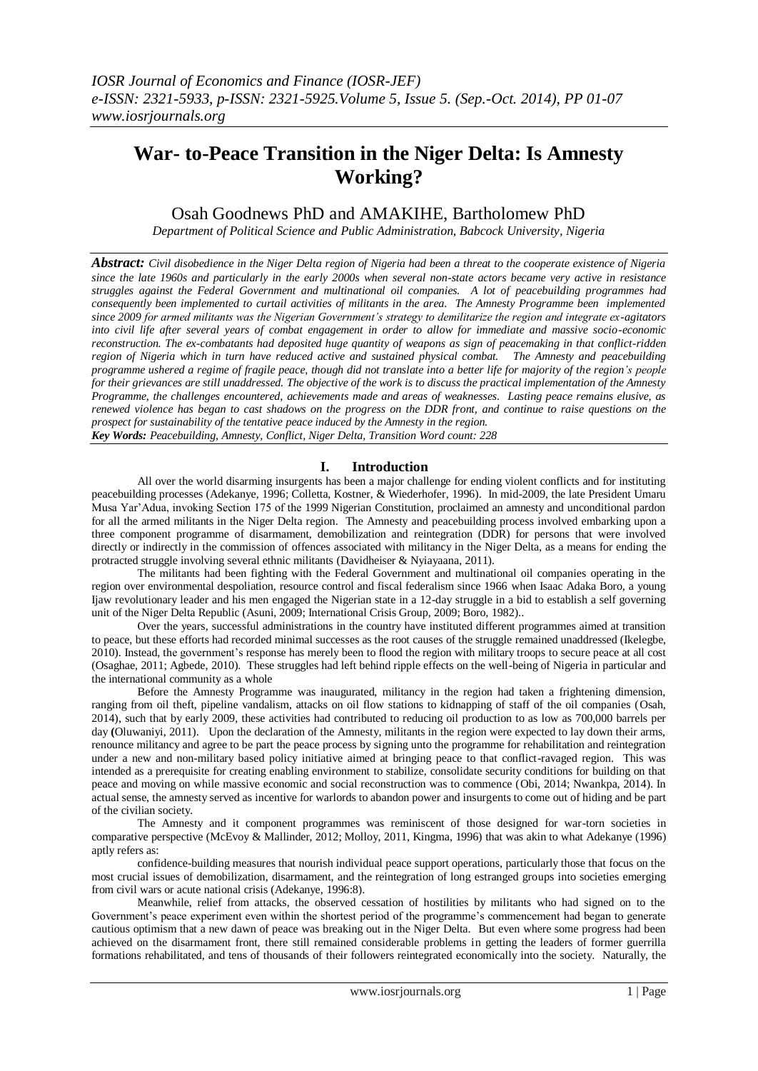# War- to-Peace Transition in the Niger Delta: Is Amnesty Working?

Osah Goodnews PhD and AMAKIHE, Bartholomew PhD

*Department of Political Science and Public Administration, Babcock University, Nigeria*

***Abstract:*** *Civil disobedience in the Niger Delta region of Nigeria had been a threat to the cooperate existence of Nigeria since the late 1960s and particularly in the early 2000s when several non-state actors became very active in resistance struggles against the Federal Government and multinational oil companies. A lot of peacebuilding programmes had consequently been implemented to curtail activities of militants in the area. The Amnesty Programme been implemented since 2009 for armed militants was the Nigerian Government's strategy to demilitarize the region and integrate ex-agitators into civil life after several years of combat engagement in order to allow for immediate and massive socio-economic reconstruction. The ex-combatants had deposited huge quantity of weapons as sign of peacemaking in that conflict-ridden region of Nigeria which in turn have reduced active and sustained physical combat. The Amnesty and peacebuilding programme ushered a regime of fragile peace, though did not translate into a better life for majority of the region's people for their grievances are still unaddressed. The objective of the work is to discuss the practical implementation of the Amnesty Programme, the challenges encountered, achievements made and areas of weaknesses. Lasting peace remains elusive, as renewed violence has began to cast shadows on the progress on the DDR front, and continue to raise questions on the prospect for sustainability of the tentative peace induced by the Amnesty in the region.*

***Key Words:*** *Peacebuilding, Amnesty, Conflict, Niger Delta, Transition Word count: 228*

## I. Introduction

All over the world disarming insurgents has been a major challenge for ending violent conflicts and for instituting peacebuilding processes (Adekanye, 1996; Colletta, Kostner, & Wiederhofer, 1996). In mid-2009, the late President Umaru Musa Yar'Adua, invoking Section 175 of the 1999 Nigerian Constitution, proclaimed an amnesty and unconditional pardon for all the armed militants in the Niger Delta region. The Amnesty and peacebuilding process involved embarking upon a three component programme of disarmament, demobilization and reintegration (DDR) for persons that were involved directly or indirectly in the commission of offences associated with militancy in the Niger Delta, as a means for ending the protracted struggle involving several ethnic militants (Davidheiser & Nyiayaana, 2011).

The militants had been fighting with the Federal Government and multinational oil companies operating in the region over environmental despoliation, resource control and fiscal federalism since 1966 when Isaac Adaka Boro, a young Ijaw revolutionary leader and his men engaged the Nigerian state in a 12-day struggle in a bid to establish a self governing unit of the Niger Delta Republic (Asuni, 2009; International Crisis Group, 2009; Boro, 1982)..

Over the years, successful administrations in the country have instituted different programmes aimed at transition to peace, but these efforts had recorded minimal successes as the root causes of the struggle remained unaddressed (Ikelegbe, 2010). Instead, the government's response has merely been to flood the region with military troops to secure peace at all cost (Osaghae, 2011; Agbede, 2010). These struggles had left behind ripple effects on the well-being of Nigeria in particular and the international community as a whole

Before the Amnesty Programme was inaugurated, militancy in the region had taken a frightening dimension, ranging from oil theft, pipeline vandalism, attacks on oil flow stations to kidnapping of staff of the oil companies (Osah, 2014), such that by early 2009, these activities had contributed to reducing oil production to as low as 700,000 barrels per day **(**Oluwaniyi, 2011). Upon the declaration of the Amnesty, militants in the region were expected to lay down their arms, renounce militancy and agree to be part the peace process by signing unto the programme for rehabilitation and reintegration under a new and non-military based policy initiative aimed at bringing peace to that conflict-ravaged region. This was intended as a prerequisite for creating enabling environment to stabilize, consolidate security conditions for building on that peace and moving on while massive economic and social reconstruction was to commence (Obi, 2014; Nwankpa, 2014). In actual sense, the amnesty served as incentive for warlords to abandon power and insurgents to come out of hiding and be part of the civilian society.

The Amnesty and it component programmes was reminiscent of those designed for war-torn societies in comparative perspective (McEvoy & Mallinder, 2012; Molloy, 2011, Kingma, 1996) that was akin to what Adekanye (1996) aptly refers as:

> confidence-building measures that nourish individual peace support operations, particularly those that focus on the most crucial issues of demobilization, disarmament, and the reintegration of long estranged groups into societies emerging from civil wars or acute national crisis (Adekanye, 1996:8).

Meanwhile, relief from attacks, the observed cessation of hostilities by militants who had signed on to the Government's peace experiment even within the shortest period of the programme's commencement had began to generate cautious optimism that a new dawn of peace was breaking out in the Niger Delta. But even where some progress had been achieved on the disarmament front, there still remained considerable problems in getting the leaders of former guerrilla formations rehabilitated, and tens of thousands of their followers reintegrated economically into the society. Naturally, the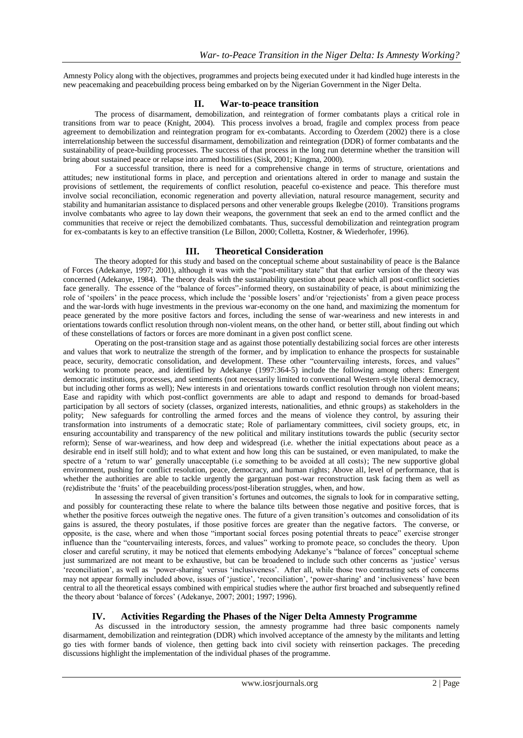Amnesty Policy along with the objectives, programmes and projects being executed under it had kindled huge interests in the new peacemaking and peacebuilding process being embarked on by the Nigerian Government in the Niger Delta.

## II. War-to-peace transition

The process of disarmament, demobilization, and reintegration of former combatants plays a critical role in transitions from war to peace (Knight, 2004). This process involves a broad, fragile and complex process from peace agreement to demobilization and reintegration program for ex-combatants. According to Özerdem (2002) there is a close interrelationship between the successful disarmament, demobilization and reintegration (DDR) of former combatants and the sustainability of peace-building processes. The success of that process in the long run determine whether the transition will bring about sustained peace or relapse into armed hostilities (Sisk, 2001; Kingma, 2000).

For a successful transition, there is need for a comprehensive change in terms of structure, orientations and attitudes; new institutional forms in place, and perception and orientations altered in order to manage and sustain the provisions of settlement, the requirements of conflict resolution, peaceful co-existence and peace. This therefore must involve social reconciliation, economic regeneration and poverty alleviation, natural resource management, security and stability and humanitarian assistance to displaced persons and other venerable groups Ikelegbe (2010). Transitions programs involve combatants who agree to lay down their weapons, the government that seek an end to the armed conflict and the communities that receive or reject the demobilized combatants. Thus, successful demobilization and reintegration program for ex-combatants is key to an effective transition (Le Billon, 2000; Colletta, Kostner, & Wiederhofer, 1996).

## III. Theoretical Consideration

The theory adopted for this study and based on the conceptual scheme about sustainability of peace is the Balance of Forces (Adekanye, 1997; 2001), although it was with the "post-military state" that that earlier version of the theory was concerned (Adekanye, 1984). The theory deals with the sustainability question about peace which all post-conflict societies face generally. The essence of the "balance of forces"-informed theory, on sustainability of peace, is about minimizing the role of 'spoilers' in the peace process, which include the 'possible losers' and/or 'rejectionists' from a given peace process and the war-lords with huge investments in the previous war-economy on the one hand, and maximizing the momentum for peace generated by the more positive factors and forces, including the sense of war-weariness and new interests in and orientations towards conflict resolution through non-violent means, on the other hand, or better still, about finding out which of these constellations of factors or forces are more dominant in a given post conflict scene.

Operating on the post-transition stage and as against those potentially destabilizing social forces are other interests and values that work to neutralize the strength of the former, and by implication to enhance the prospects for sustainable peace, security, democratic consolidation, and development. These other "countervailing interests, forces, and values" working to promote peace, and identified by Adekanye (1997:364-5) include the following among others: Emergent democratic institutions, processes, and sentiments (not necessarily limited to conventional Western-style liberal democracy, but including other forms as well); New interests in and orientations towards conflict resolution through non violent means; Ease and rapidity with which post-conflict governments are able to adapt and respond to demands for broad-based participation by all sectors of society (classes, organized interests, nationalities, and ethnic groups) as stakeholders in the polity; New safeguards for controlling the armed forces and the means of violence they control, by assuring their transformation into instruments of a democratic state; Role of parliamentary committees, civil society groups, etc, in ensuring accountability and transparency of the new political and military institutions towards the public (security sector reform); Sense of war-weariness, and how deep and widespread (i.e. whether the initial expectations about peace as a desirable end in itself still hold); and to what extent and how long this can be sustained, or even manipulated, to make the spectre of a 'return to war' generally unacceptable (i.e something to be avoided at all costs); The new supportive global environment, pushing for conflict resolution, peace, democracy, and human rights; Above all, level of performance, that is whether the authorities are able to tackle urgently the gargantuan post-war reconstruction task facing them as well as (re)distribute the 'fruits' of the peacebuilding process/post-liberation struggles, when, and how.

In assessing the reversal of given transition's fortunes and outcomes, the signals to look for in comparative setting, and possibly for counteracting these relate to where the balance tilts between those negative and positive forces, that is whether the positive forces outweigh the negative ones. The future of a given transition's outcomes and consolidation of its gains is assured, the theory postulates, if those positive forces are greater than the negative factors. The converse, or opposite, is the case, where and when those "important social forces posing potential threats to peace" exercise stronger influence than the "countervailing interests, forces, and values" working to promote peace, so concludes the theory. Upon closer and careful scrutiny, it may be noticed that elements embodying Adekanye's "balance of forces" conceptual scheme just summarized are not meant to be exhaustive, but can be broadened to include such other concerns as 'justice' versus 'reconciliation', as well as 'power-sharing' versus 'inclusiveness'. After all, while those two contrasting sets of concerns may not appear formally included above, issues of 'justice', 'reconciliation', 'power-sharing' and 'inclusiveness' have been central to all the theoretical essays combined with empirical studies where the author first broached and subsequently refined the theory about 'balance of forces' (Adekanye, 2007; 2001; 1997; 1996).

## IV. Activities Regarding the Phases of the Niger Delta Amnesty Programme

As discussed in the introductory session, the amnesty programme had three basic components namely disarmament, demobilization and reintegration (DDR) which involved acceptance of the amnesty by the militants and letting go ties with former bands of violence, then getting back into civil society with reinsertion packages. The preceding discussions highlight the implementation of the individual phases of the programme.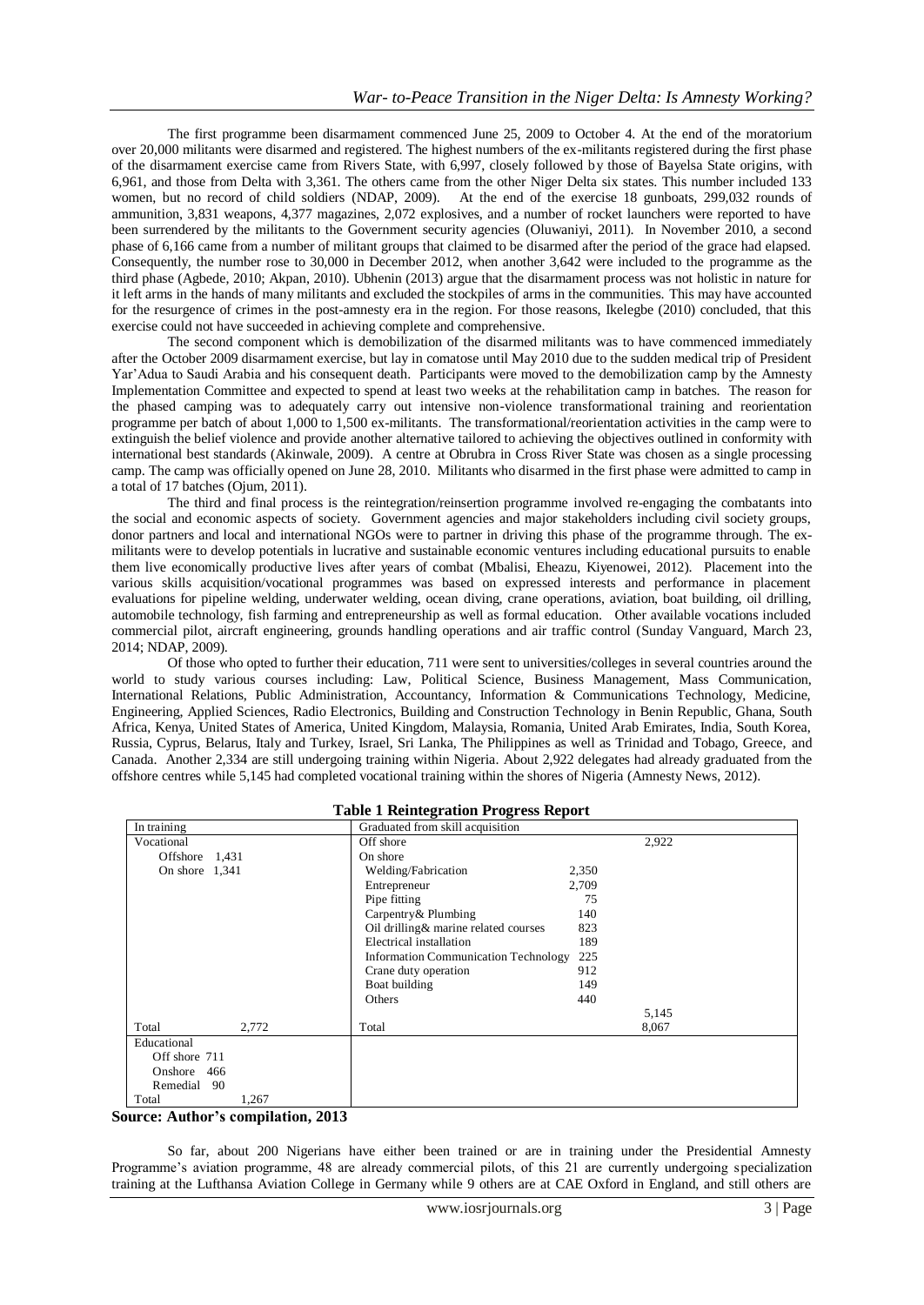The first programme been disarmament commenced June 25, 2009 to October 4. At the end of the moratorium over 20,000 militants were disarmed and registered. The highest numbers of the ex-militants registered during the first phase of the disarmament exercise came from Rivers State, with 6,997, closely followed by those of Bayelsa State origins, with 6,961, and those from Delta with 3,361. The others came from the other Niger Delta six states. This number included 133 women, but no record of child soldiers (NDAP, 2009). At the end of the exercise 18 gunboats, 299,032 rounds of ammunition, 3,831 weapons, 4,377 magazines, 2,072 explosives, and a number of rocket launchers were reported to have been surrendered by the militants to the Government security agencies (Oluwaniyi, 2011). In November 2010, a second phase of 6,166 came from a number of militant groups that claimed to be disarmed after the period of the grace had elapsed. Consequently, the number rose to 30,000 in December 2012, when another 3,642 were included to the programme as the third phase (Agbede, 2010; Akpan, 2010). Ubhenin (2013) argue that the disarmament process was not holistic in nature for it left arms in the hands of many militants and excluded the stockpiles of arms in the communities. This may have accounted for the resurgence of crimes in the post-amnesty era in the region. For those reasons, Ikelegbe (2010) concluded, that this exercise could not have succeeded in achieving complete and comprehensive.

The second component which is demobilization of the disarmed militants was to have commenced immediately after the October 2009 disarmament exercise, but lay in comatose until May 2010 due to the sudden medical trip of President Yar'Adua to Saudi Arabia and his consequent death. Participants were moved to the demobilization camp by the Amnesty Implementation Committee and expected to spend at least two weeks at the rehabilitation camp in batches. The reason for the phased camping was to adequately carry out intensive non-violence transformational training and reorientation programme per batch of about 1,000 to 1,500 ex-militants. The transformational/reorientation activities in the camp were to extinguish the belief violence and provide another alternative tailored to achieving the objectives outlined in conformity with international best standards (Akinwale, 2009). A centre at Obrubra in Cross River State was chosen as a single processing camp. The camp was officially opened on June 28, 2010. Militants who disarmed in the first phase were admitted to camp in a total of 17 batches (Ojum, 2011).

The third and final process is the reintegration/reinsertion programme involved re-engaging the combatants into the social and economic aspects of society. Government agencies and major stakeholders including civil society groups, donor partners and local and international NGOs were to partner in driving this phase of the programme through. The ex-militants were to develop potentials in lucrative and sustainable economic ventures including educational pursuits to enable them live economically productive lives after years of combat (Mbalisi, Eheazu, Kiyenowei, 2012). Placement into the various skills acquisition/vocational programmes was based on expressed interests and performance in placement evaluations for pipeline welding, underwater welding, ocean diving, crane operations, aviation, boat building, oil drilling, automobile technology, fish farming and entrepreneurship as well as formal education. Other available vocations included commercial pilot, aircraft engineering, grounds handling operations and air traffic control (Sunday Vanguard, March 23, 2014; NDAP, 2009).

Of those who opted to further their education, 711 were sent to universities/colleges in several countries around the world to study various courses including: Law, Political Science, Business Management, Mass Communication, International Relations, Public Administration, Accountancy, Information & Communications Technology, Medicine, Engineering, Applied Sciences, Radio Electronics, Building and Construction Technology in Benin Republic, Ghana, South Africa, Kenya, United States of America, United Kingdom, Malaysia, Romania, United Arab Emirates, India, South Korea, Russia, Cyprus, Belarus, Italy and Turkey, Israel, Sri Lanka, The Philippines as well as Trinidad and Tobago, Greece, and Canada. Another 2,334 are still undergoing training within Nigeria. About 2,922 delegates had already graduated from the offshore centres while 5,145 had completed vocational training within the shores of Nigeria (Amnesty News, 2012).

**Table 1 Reintegration Progress Report**

| In training | | Graduated from skill acquisition | | |
|---|---|---|---|---|
| Vocational | | Off shore | | 2,922 |
| Offshore | 1,431 | On shore | | |
| On shore | 1,341 | Welding/Fabrication | 2,350 | |
| | | Entrepreneur | 2,709 | |
| | | Pipe fitting | 75 | |
| | | Carpentry& Plumbing | 140 | |
| | | Oil drilling& marine related courses | 823 | |
| | | Electrical installation | 189 | |
| | | Information Communication Technology | 225 | |
| | | Crane duty operation | 912 | |
| | | Boat building | 149 | |
| | | Others | 440 | |
| | | | | 5,145 |
| Total | 2,772 | Total | | 8,067 |
| Educational | | | | |
| Off shore | 711 | | | |
| Onshore | 466 | | | |
| Remedial | 90 | | | |
| Total | 1,267 | | | |

**Source: Author's compilation, 2013**

So far, about 200 Nigerians have either been trained or are in training under the Presidential Amnesty Programme's aviation programme, 48 are already commercial pilots, of this 21 are currently undergoing specialization training at the Lufthansa Aviation College in Germany while 9 others are at CAE Oxford in England, and still others are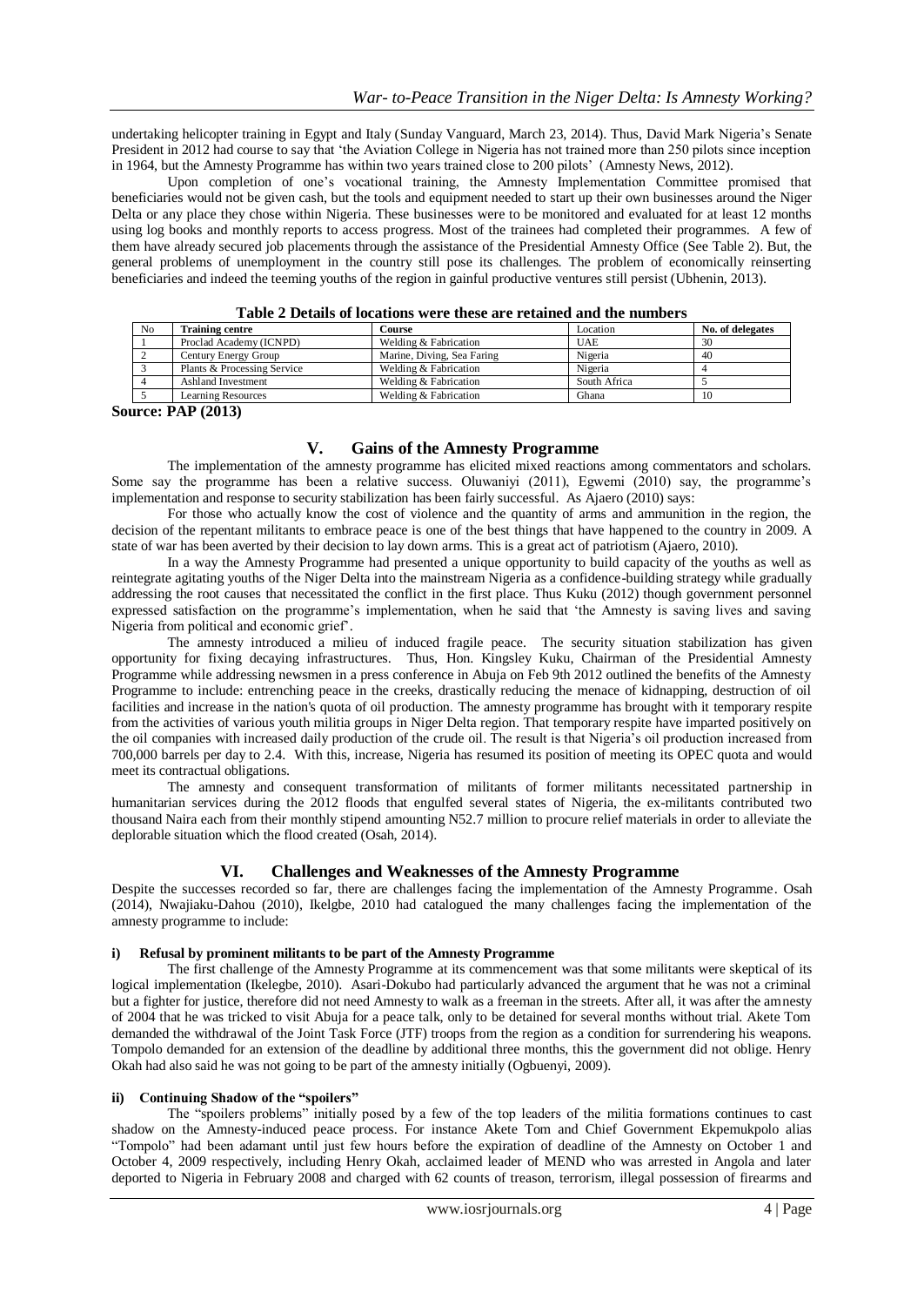undertaking helicopter training in Egypt and Italy (Sunday Vanguard, March 23, 2014). Thus, David Mark Nigeria's Senate President in 2012 had course to say that 'the Aviation College in Nigeria has not trained more than 250 pilots since inception in 1964, but the Amnesty Programme has within two years trained close to 200 pilots' (Amnesty News, 2012).

Upon completion of one's vocational training, the Amnesty Implementation Committee promised that beneficiaries would not be given cash, but the tools and equipment needed to start up their own businesses around the Niger Delta or any place they chose within Nigeria. These businesses were to be monitored and evaluated for at least 12 months using log books and monthly reports to access progress. Most of the trainees had completed their programmes. A few of them have already secured job placements through the assistance of the Presidential Amnesty Office (See Table 2). But, the general problems of unemployment in the country still pose its challenges. The problem of economically reinserting beneficiaries and indeed the teeming youths of the region in gainful productive ventures still persist (Ubhenin, 2013).

**Table 2 Details of locations were these are retained and the numbers**

| No | Training centre | Course | Location | No. of delegates |
|---|---|---|---|---|
| 1 | Proclad Academy (ICNPD) | Welding & Fabrication | UAE | 30 |
| 2 | Century Energy Group | Marine, Diving, Sea Faring | Nigeria | 40 |
| 3 | Plants & Processing Service | Welding & Fabrication | Nigeria | 4 |
| 4 | Ashland Investment | Welding & Fabrication | South Africa | 5 |
| 5 | Learning Resources | Welding & Fabrication | Ghana | 10 |

**Source: PAP (2013)**

## V. Gains of the Amnesty Programme

The implementation of the amnesty programme has elicited mixed reactions among commentators and scholars. Some say the programme has been a relative success. Oluwaniyi (2011), Egwemi (2010) say, the programme's implementation and response to security stabilization has been fairly successful. As Ajaero (2010) says:

For those who actually know the cost of violence and the quantity of arms and ammunition in the region, the decision of the repentant militants to embrace peace is one of the best things that have happened to the country in 2009. A state of war has been averted by their decision to lay down arms. This is a great act of patriotism (Ajaero, 2010).

In a way the Amnesty Programme had presented a unique opportunity to build capacity of the youths as well as reintegrate agitating youths of the Niger Delta into the mainstream Nigeria as a confidence-building strategy while gradually addressing the root causes that necessitated the conflict in the first place. Thus Kuku (2012) though government personnel expressed satisfaction on the programme's implementation, when he said that 'the Amnesty is saving lives and saving Nigeria from political and economic grief'.

The amnesty introduced a milieu of induced fragile peace. The security situation stabilization has given opportunity for fixing decaying infrastructures. Thus, Hon. Kingsley Kuku, Chairman of the Presidential Amnesty Programme while addressing newsmen in a press conference in Abuja on Feb 9th 2012 outlined the benefits of the Amnesty Programme to include: entrenching peace in the creeks, drastically reducing the menace of kidnapping, destruction of oil facilities and increase in the nation's quota of oil production. The amnesty programme has brought with it temporary respite from the activities of various youth militia groups in Niger Delta region. That temporary respite have imparted positively on the oil companies with increased daily production of the crude oil. The result is that Nigeria's oil production increased from 700,000 barrels per day to 2.4. With this, increase, Nigeria has resumed its position of meeting its OPEC quota and would meet its contractual obligations.

The amnesty and consequent transformation of militants of former militants necessitated partnership in humanitarian services during the 2012 floods that engulfed several states of Nigeria, the ex-militants contributed two thousand Naira each from their monthly stipend amounting N52.7 million to procure relief materials in order to alleviate the deplorable situation which the flood created (Osah, 2014).

## VI. Challenges and Weaknesses of the Amnesty Programme

Despite the successes recorded so far, there are challenges facing the implementation of the Amnesty Programme. Osah (2014), Nwajiaku-Dahou (2010), Ikelgbe, 2010 had catalogued the many challenges facing the implementation of the amnesty programme to include:

#### i) Refusal by prominent militants to be part of the Amnesty Programme

The first challenge of the Amnesty Programme at its commencement was that some militants were skeptical of its logical implementation (Ikelegbe, 2010). Asari-Dokubo had particularly advanced the argument that he was not a criminal but a fighter for justice, therefore did not need Amnesty to walk as a freeman in the streets. After all, it was after the amnesty of 2004 that he was tricked to visit Abuja for a peace talk, only to be detained for several months without trial. Akete Tom demanded the withdrawal of the Joint Task Force (JTF) troops from the region as a condition for surrendering his weapons. Tompolo demanded for an extension of the deadline by additional three months, this the government did not oblige. Henry Okah had also said he was not going to be part of the amnesty initially (Ogbuenyi, 2009).

#### ii) Continuing Shadow of the "spoilers"

The "spoilers problems" initially posed by a few of the top leaders of the militia formations continues to cast shadow on the Amnesty-induced peace process. For instance Akete Tom and Chief Government Ekpemukpolo alias "Tompolo" had been adamant until just few hours before the expiration of deadline of the Amnesty on October 1 and October 4, 2009 respectively, including Henry Okah, acclaimed leader of MEND who was arrested in Angola and later deported to Nigeria in February 2008 and charged with 62 counts of treason, terrorism, illegal possession of firearms and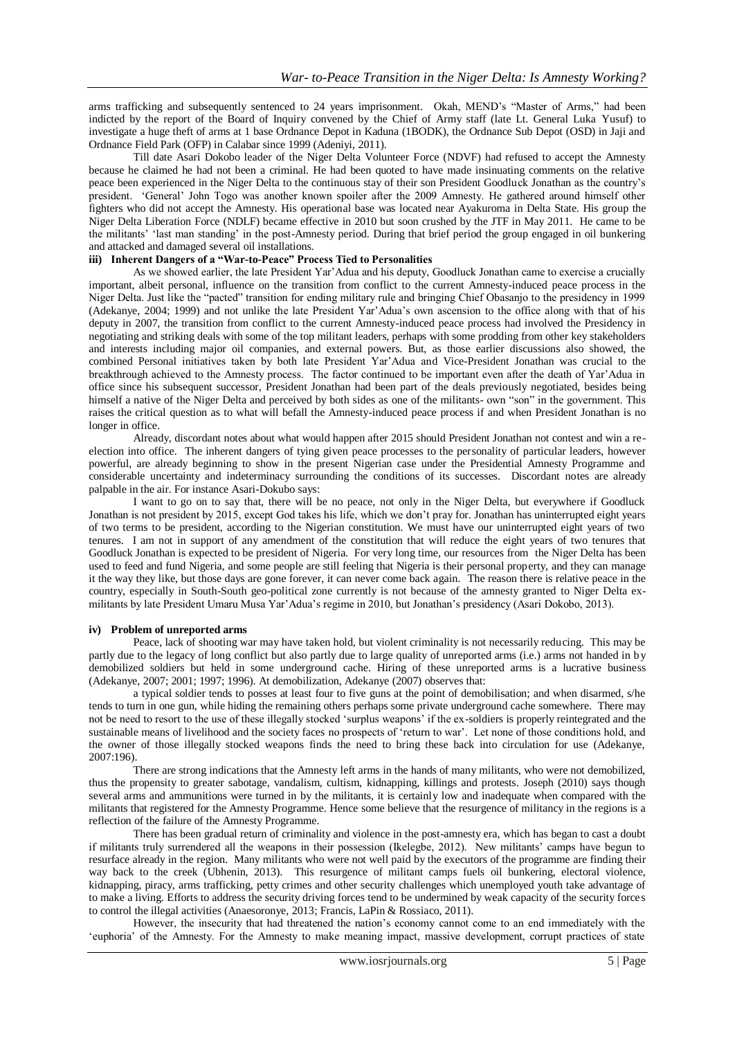arms trafficking and subsequently sentenced to 24 years imprisonment. Okah, MEND's "Master of Arms," had been indicted by the report of the Board of Inquiry convened by the Chief of Army staff (late Lt. General Luka Yusuf) to investigate a huge theft of arms at 1 base Ordnance Depot in Kaduna (1BODK), the Ordnance Sub Depot (OSD) in Jaji and Ordnance Field Park (OFP) in Calabar since 1999 (Adeniyi, 2011).

Till date Asari Dokobo leader of the Niger Delta Volunteer Force (NDVF) had refused to accept the Amnesty because he claimed he had not been a criminal. He had been quoted to have made insinuating comments on the relative peace been experienced in the Niger Delta to the continuous stay of their son President Goodluck Jonathan as the country's president. 'General' John Togo was another known spoiler after the 2009 Amnesty. He gathered around himself other fighters who did not accept the Amnesty. His operational base was located near Ayakuroma in Delta State. His group the Niger Delta Liberation Force (NDLF) became effective in 2010 but soon crushed by the JTF in May 2011. He came to be the militants' 'last man standing' in the post-Amnesty period. During that brief period the group engaged in oil bunkering and attacked and damaged several oil installations.

### iii) Inherent Dangers of a "War-to-Peace" Process Tied to Personalities

As we showed earlier, the late President Yar'Adua and his deputy, Goodluck Jonathan came to exercise a crucially important, albeit personal, influence on the transition from conflict to the current Amnesty-induced peace process in the Niger Delta. Just like the "pacted" transition for ending military rule and bringing Chief Obasanjo to the presidency in 1999 (Adekanye, 2004; 1999) and not unlike the late President Yar'Adua's own ascension to the office along with that of his deputy in 2007, the transition from conflict to the current Amnesty-induced peace process had involved the Presidency in negotiating and striking deals with some of the top militant leaders, perhaps with some prodding from other key stakeholders and interests including major oil companies, and external powers. But, as those earlier discussions also showed, the combined Personal initiatives taken by both late President Yar'Adua and Vice-President Jonathan was crucial to the breakthrough achieved to the Amnesty process. The factor continued to be important even after the death of Yar'Adua in office since his subsequent successor, President Jonathan had been part of the deals previously negotiated, besides being himself a native of the Niger Delta and perceived by both sides as one of the militants- own "son" in the government. This raises the critical question as to what will befall the Amnesty-induced peace process if and when President Jonathan is no longer in office.

Already, discordant notes about what would happen after 2015 should President Jonathan not contest and win a re-election into office. The inherent dangers of tying given peace processes to the personality of particular leaders, however powerful, are already beginning to show in the present Nigerian case under the Presidential Amnesty Programme and considerable uncertainty and indeterminacy surrounding the conditions of its successes. Discordant notes are already palpable in the air. For instance Asari-Dokubo says:

I want to go on to say that, there will be no peace, not only in the Niger Delta, but everywhere if Goodluck Jonathan is not president by 2015, except God takes his life, which we don't pray for. Jonathan has uninterrupted eight years of two terms to be president, according to the Nigerian constitution. We must have our uninterrupted eight years of two tenures. I am not in support of any amendment of the constitution that will reduce the eight years of two tenures that Goodluck Jonathan is expected to be president of Nigeria. For very long time, our resources from the Niger Delta has been used to feed and fund Nigeria, and some people are still feeling that Nigeria is their personal property, and they can manage it the way they like, but those days are gone forever, it can never come back again. The reason there is relative peace in the country, especially in South-South geo-political zone currently is not because of the amnesty granted to Niger Delta ex-militants by late President Umaru Musa Yar'Adua's regime in 2010, but Jonathan's presidency (Asari Dokobo, 2013).

### iv) Problem of unreported arms

Peace, lack of shooting war may have taken hold, but violent criminality is not necessarily reducing. This may be partly due to the legacy of long conflict but also partly due to large quality of unreported arms (i.e.) arms not handed in by demobilized soldiers but held in some underground cache. Hiring of these unreported arms is a lucrative business (Adekanye, 2007; 2001; 1997; 1996). At demobilization, Adekanye (2007) observes that:

a typical soldier tends to posses at least four to five guns at the point of demobilisation; and when disarmed, s/he tends to turn in one gun, while hiding the remaining others perhaps some private underground cache somewhere. There may not be need to resort to the use of these illegally stocked 'surplus weapons' if the ex-soldiers is properly reintegrated and the sustainable means of livelihood and the society faces no prospects of 'return to war'. Let none of those conditions hold, and the owner of those illegally stocked weapons finds the need to bring these back into circulation for use (Adekanye, 2007:196).

There are strong indications that the Amnesty left arms in the hands of many militants, who were not demobilized, thus the propensity to greater sabotage, vandalism, cultism, kidnapping, killings and protests. Joseph (2010) says though several arms and ammunitions were turned in by the militants, it is certainly low and inadequate when compared with the militants that registered for the Amnesty Programme. Hence some believe that the resurgence of militancy in the regions is a reflection of the failure of the Amnesty Programme.

There has been gradual return of criminality and violence in the post-amnesty era, which has began to cast a doubt if militants truly surrendered all the weapons in their possession (Ikelegbe, 2012). New militants' camps have begun to resurface already in the region. Many militants who were not well paid by the executors of the programme are finding their way back to the creek (Ubhenin, 2013). This resurgence of militant camps fuels oil bunkering, electoral violence, kidnapping, piracy, arms trafficking, petty crimes and other security challenges which unemployed youth take advantage of to make a living. Efforts to address the security driving forces tend to be undermined by weak capacity of the security forces to control the illegal activities (Anaesoronye, 2013; Francis, LaPin & Rossiaco, 2011).

However, the insecurity that had threatened the nation's economy cannot come to an end immediately with the 'euphoria' of the Amnesty. For the Amnesty to make meaning impact, massive development, corrupt practices of state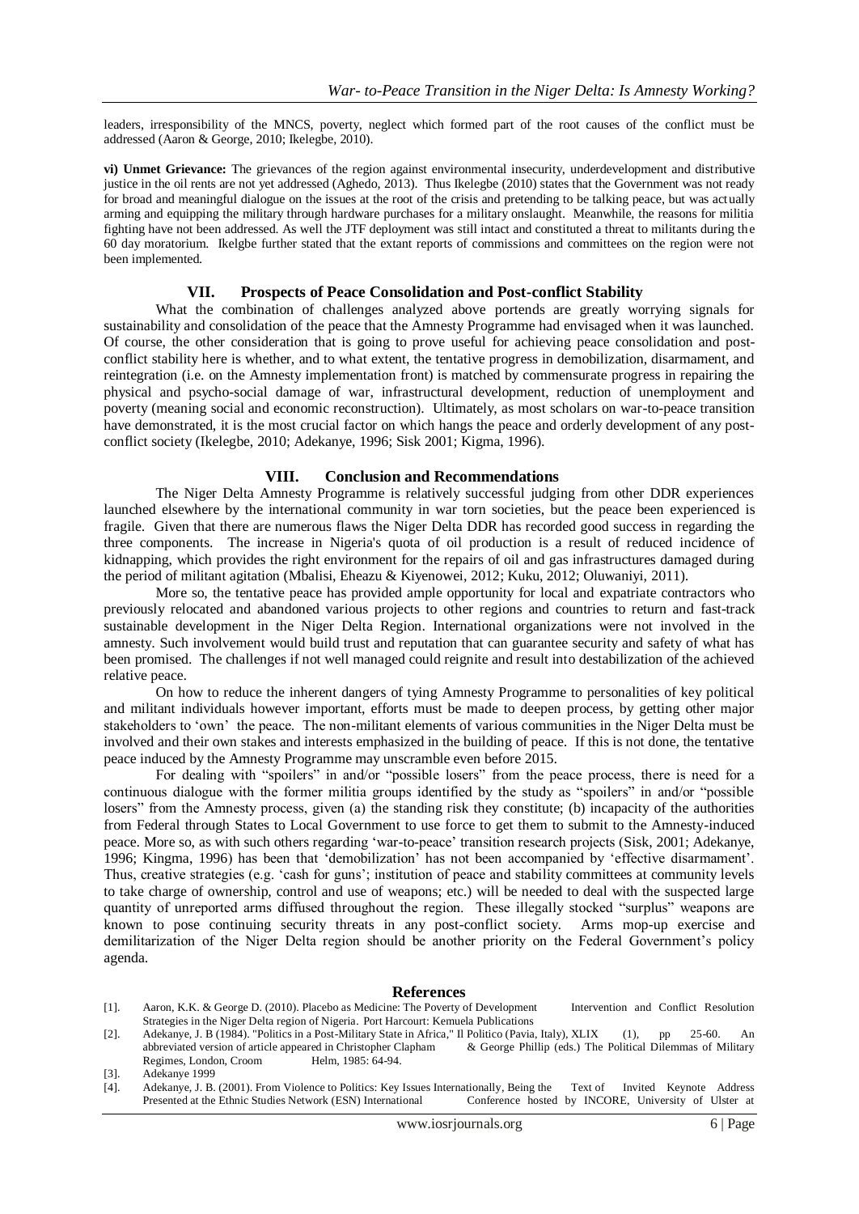leaders, irresponsibility of the MNCS, poverty, neglect which formed part of the root causes of the conflict must be addressed (Aaron & George, 2010; Ikelegbe, 2010).

**vi) Unmet Grievance:** The grievances of the region against environmental insecurity, underdevelopment and distributive justice in the oil rents are not yet addressed (Aghedo, 2013). Thus Ikelegbe (2010) states that the Government was not ready for broad and meaningful dialogue on the issues at the root of the crisis and pretending to be talking peace, but was actually arming and equipping the military through hardware purchases for a military onslaught. Meanwhile, the reasons for militia fighting have not been addressed. As well the JTF deployment was still intact and constituted a threat to militants during the 60 day moratorium. Ikelgbe further stated that the extant reports of commissions and committees on the region were not been implemented.

## VII. Prospects of Peace Consolidation and Post-conflict Stability

What the combination of challenges analyzed above portends are greatly worrying signals for sustainability and consolidation of the peace that the Amnesty Programme had envisaged when it was launched. Of course, the other consideration that is going to prove useful for achieving peace consolidation and post-conflict stability here is whether, and to what extent, the tentative progress in demobilization, disarmament, and reintegration (i.e. on the Amnesty implementation front) is matched by commensurate progress in repairing the physical and psycho-social damage of war, infrastructural development, reduction of unemployment and poverty (meaning social and economic reconstruction). Ultimately, as most scholars on war-to-peace transition have demonstrated, it is the most crucial factor on which hangs the peace and orderly development of any post-conflict society (Ikelegbe, 2010; Adekanye, 1996; Sisk 2001; Kigma, 1996).

## VIII. Conclusion and Recommendations

The Niger Delta Amnesty Programme is relatively successful judging from other DDR experiences launched elsewhere by the international community in war torn societies, but the peace been experienced is fragile. Given that there are numerous flaws the Niger Delta DDR has recorded good success in regarding the three components. The increase in Nigeria's quota of oil production is a result of reduced incidence of kidnapping, which provides the right environment for the repairs of oil and gas infrastructures damaged during the period of militant agitation (Mbalisi, Eheazu & Kiyenowei, 2012; Kuku, 2012; Oluwaniyi, 2011).

More so, the tentative peace has provided ample opportunity for local and expatriate contractors who previously relocated and abandoned various projects to other regions and countries to return and fast-track sustainable development in the Niger Delta Region. International organizations were not involved in the amnesty. Such involvement would build trust and reputation that can guarantee security and safety of what has been promised. The challenges if not well managed could reignite and result into destabilization of the achieved relative peace.

On how to reduce the inherent dangers of tying Amnesty Programme to personalities of key political and militant individuals however important, efforts must be made to deepen process, by getting other major stakeholders to 'own' the peace. The non-militant elements of various communities in the Niger Delta must be involved and their own stakes and interests emphasized in the building of peace. If this is not done, the tentative peace induced by the Amnesty Programme may unscramble even before 2015.

For dealing with "spoilers" in and/or "possible losers" from the peace process, there is need for a continuous dialogue with the former militia groups identified by the study as "spoilers" in and/or "possible losers" from the Amnesty process, given (a) the standing risk they constitute; (b) incapacity of the authorities from Federal through States to Local Government to use force to get them to submit to the Amnesty-induced peace. More so, as with such others regarding 'war-to-peace' transition research projects (Sisk, 2001; Adekanye, 1996; Kingma, 1996) has been that 'demobilization' has not been accompanied by 'effective disarmament'. Thus, creative strategies (e.g. 'cash for guns'; institution of peace and stability committees at community levels to take charge of ownership, control and use of weapons; etc.) will be needed to deal with the suspected large quantity of unreported arms diffused throughout the region. These illegally stocked "surplus" weapons are known to pose continuing security threats in any post-conflict society. Arms mop-up exercise and demilitarization of the Niger Delta region should be another priority on the Federal Government's policy agenda.

## References

[1]. Aaron, K.K. & George D. (2010). Placebo as Medicine: The Poverty of Development Intervention and Conflict Resolution Strategies in the Niger Delta region of Nigeria. Port Harcourt: Kemuela Publications

[2]. Adekanye, J. B (1984). "Politics in a Post-Military State in Africa," Il Politico (Pavia, Italy), XLIX (1), pp 25-60. An abbreviated version of article appeared in Christopher Clapham & George Phillip (eds.) The Political Dilemmas of Military Regimes, London, Croom Helm, 1985: 64-94.

[3]. Adekanye 1999

[4]. Adekanye, J. B. (2001). From Violence to Politics: Key Issues Internationally, Being the Text of Invited Keynote Address Presented at the Ethnic Studies Network (ESN) International Conference hosted by INCORE, University of Ulster at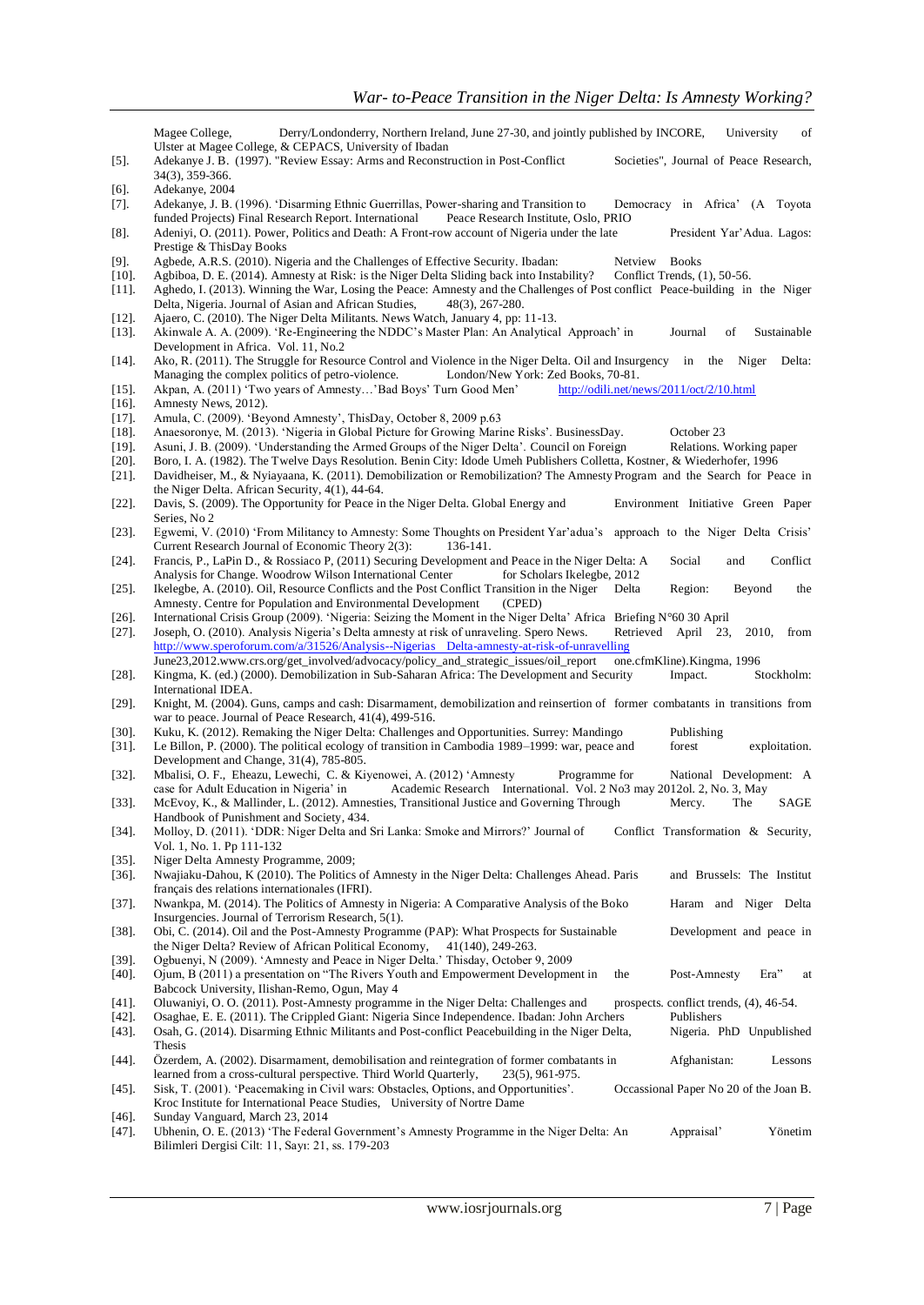Magee College, Derry/Londonderry, Northern Ireland, June 27-30, and jointly published by INCORE, University of Ulster at Magee College, & CEPACS, University of Ibadan

[5]. Adekanye J. B. (1997). "Review Essay: Arms and Reconstruction in Post-Conflict Societies", Journal of Peace Research, 34(3), 359-366.

[6]. Adekanye, 2004

[7]. Adekanye, J. B. (1996). 'Disarming Ethnic Guerrillas, Power-sharing and Transition to Democracy in Africa' (A Toyota funded Projects) Final Research Report. International Peace Research Institute, Oslo, PRIO

[8]. Adeniyi, O. (2011). Power, Politics and Death: A Front-row account of Nigeria under the late President Yar'Adua. Lagos: Prestige & ThisDay Books

[9]. Agbede, A.R.S. (2010). Nigeria and the Challenges of Effective Security. Ibadan: Netview Books

[10]. Agbiboa, D. E. (2014). Amnesty at Risk: is the Niger Delta Sliding back into Instability? Conflict Trends, (1), 50-56.

[11]. Aghedo, I. (2013). Winning the War, Losing the Peace: Amnesty and the Challenges of Post conflict Peace-building in the Niger Delta, Nigeria. Journal of Asian and African Studies, 48(3), 267-280.

[12]. Ajaero, C. (2010). The Niger Delta Militants. News Watch, January 4, pp: 11-13.

[13]. Akinwale A. A. (2009). 'Re-Engineering the NDDC's Master Plan: An Analytical Approach' in Journal of Sustainable Development in Africa. Vol. 11, No.2

[14]. Ako, R. (2011). The Struggle for Resource Control and Violence in the Niger Delta. Oil and Insurgency in the Niger Delta: Managing the complex politics of petro-violence. London/New York: Zed Books, 70-81.

[15]. Akpan, A. (2011) 'Two years of Amnesty…'Bad Boys' Turn Good Men' http://odili.net/news/2011/oct/2/10.html

[16]. Amnesty News, 2012).

[17]. Amula, C. (2009). 'Beyond Amnesty', ThisDay, October 8, 2009 p.63

[18]. Anaesoronye, M. (2013). 'Nigeria in Global Picture for Growing Marine Risks'. BusinessDay. October 23

[19]. Asuni, J. B. (2009). 'Understanding the Armed Groups of the Niger Delta'. Council on Foreign Relations. Working paper

[20]. Boro, I. A. (1982). The Twelve Days Resolution. Benin City: Idode Umeh Publishers Colletta, Kostner, & Wiederhofer, 1996

[21]. Davidheiser, M., & Nyiayaana, K. (2011). Demobilization or Remobilization? The Amnesty Program and the Search for Peace in the Niger Delta. African Security, 4(1), 44-64.

[22]. Davis, S. (2009). The Opportunity for Peace in the Niger Delta. Global Energy and Environment Initiative Green Paper Series, No 2

[23]. Egwemi, V. (2010) 'From Militancy to Amnesty: Some Thoughts on President Yar'adua's approach to the Niger Delta Crisis' Current Research Journal of Economic Theory 2(3): 136-141.

[24]. Francis, P., LaPin D., & Rossiaco P, (2011) Securing Development and Peace in the Niger Delta: A Social and Conflict Analysis for Change. Woodrow Wilson International Center for Scholars Ikelegbe, 2012

[25]. Ikelegbe, A. (2010). Oil, Resource Conflicts and the Post Conflict Transition in the Niger Delta Region: Beyond the Amnesty. Centre for Population and Environmental Development (CPED)

[26]. International Crisis Group (2009). 'Nigeria: Seizing the Moment in the Niger Delta' Africa Briefing N°60 30 April

[27]. Joseph, O. (2010). Analysis Nigeria's Delta amnesty at risk of unraveling. Spero News. Retrieved April 23, 2010, from http://www.speroforum.com/a/31526/Analysis--Nigerias Delta-amnesty-at-risk-of-unravelling June23,2012.www.crs.org/get_involved/advocacy/policy_and_strategic_issues/oil_report one.cfmKline).Kingma, 1996

[28]. Kingma, K. (ed.) (2000). Demobilization in Sub-Saharan Africa: The Development and Security Impact. Stockholm: International IDEA.

[29]. Knight, M. (2004). Guns, camps and cash: Disarmament, demobilization and reinsertion of former combatants in transitions from war to peace. Journal of Peace Research, 41(4), 499-516.

[30]. Kuku, K. (2012). Remaking the Niger Delta: Challenges and Opportunities. Surrey: Mandingo Publishing

[31]. Le Billon, P. (2000). The political ecology of transition in Cambodia 1989–1999: war, peace and forest exploitation. Development and Change, 31(4), 785-805.

[32]. Mbalisi, O. F., Eheazu, Lewechi, C. & Kiyenowei, A. (2012) 'Amnesty Programme for National Development: A case for Adult Education in Nigeria' in Academic Research International. Vol. 2 No3 may 2012ol. 2, No. 3, May

[33]. McEvoy, K., & Mallinder, L. (2012). Amnesties, Transitional Justice and Governing Through Mercy. The SAGE Handbook of Punishment and Society, 434.

[34]. Molloy, D. (2011). 'DDR: Niger Delta and Sri Lanka: Smoke and Mirrors?' Journal of Conflict Transformation & Security, Vol. 1, No. 1. Pp 111-132

[35]. Niger Delta Amnesty Programme, 2009;

[36]. Nwajiaku-Dahou, K (2010). The Politics of Amnesty in the Niger Delta: Challenges Ahead. Paris and Brussels: The Institut français des relations internationales (IFRI).

[37]. Nwankpa, M. (2014). The Politics of Amnesty in Nigeria: A Comparative Analysis of the Boko Haram and Niger Delta Insurgencies. Journal of Terrorism Research, 5(1).

[38]. Obi, C. (2014). Oil and the Post-Amnesty Programme (PAP): What Prospects for Sustainable Development and peace in the Niger Delta? Review of African Political Economy, 41(140), 249-263.

[39]. Ogbuenyi, N (2009). 'Amnesty and Peace in Niger Delta.' Thisday, October 9, 2009

[40]. Ojum, B (2011) a presentation on "The Rivers Youth and Empowerment Development in the Post-Amnesty Era" at Babcock University, Ilishan-Remo, Ogun, May 4

[41]. Oluwaniyi, O. O. (2011). Post-Amnesty programme in the Niger Delta: Challenges and prospects. conflict trends, (4), 46-54.

[42]. Osaghae, E. E. (2011). The Crippled Giant: Nigeria Since Independence. Ibadan: John Archers Publishers

[43]. Osah, G. (2014). Disarming Ethnic Militants and Post-conflict Peacebuilding in the Niger Delta, Nigeria. PhD Unpublished Thesis

[44]. Özerdem, A. (2002). Disarmament, demobilisation and reintegration of former combatants in Afghanistan: Lessons learned from a cross-cultural perspective. Third World Quarterly, 23(5), 961-975.

[45]. Sisk, T. (2001). 'Peacemaking in Civil wars: Obstacles, Options, and Opportunities'. Occassional Paper No 20 of the Joan B. Kroc Institute for International Peace Studies, University of Nortre Dame

[46]. Sunday Vanguard, March 23, 2014

[47]. Ubhenin, O. E. (2013) 'The Federal Government's Amnesty Programme in the Niger Delta: An Appraisal' Yönetim Bilimleri Dergisi Cilt: 11, Sayı: 21, ss. 179-203